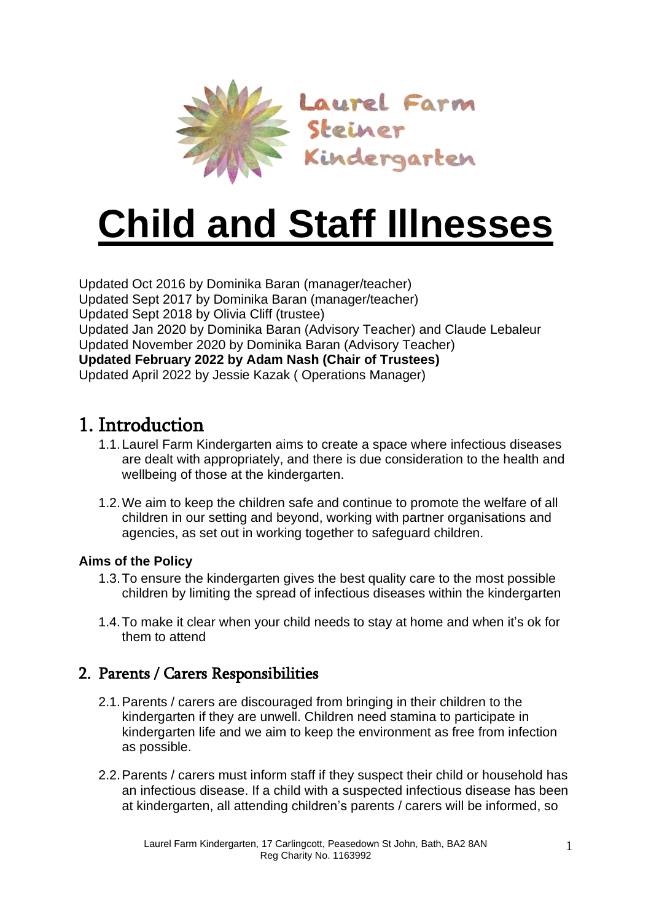Laurel Farm Steiner Kindergarten

# Child and Staff Illnesses

Updated Oct 2016 by Dominika Baran (manager/teacher)
Updated Sept 2017 by Dominika Baran (manager/teacher)
Updated Sept 2018 by Olivia Cliff (trustee)
Updated Jan 2020 by Dominika Baran (Advisory Teacher) and Claude Lebaleur
Updated November 2020 by Dominika Baran (Advisory Teacher)
**Updated February 2022 by Adam Nash (Chair of Trustees)**
Updated April 2022 by Jessie Kazak ( Operations Manager)

## 1. Introduction

1.1. Laurel Farm Kindergarten aims to create a space where infectious diseases are dealt with appropriately, and there is due consideration to the health and wellbeing of those at the kindergarten.

1.2. We aim to keep the children safe and continue to promote the welfare of all children in our setting and beyond, working with partner organisations and agencies, as set out in working together to safeguard children.

**Aims of the Policy**

1.3. To ensure the kindergarten gives the best quality care to the most possible children by limiting the spread of infectious diseases within the kindergarten

1.4. To make it clear when your child needs to stay at home and when it's ok for them to attend

## 2. Parents / Carers Responsibilities

2.1. Parents / carers are discouraged from bringing in their children to the kindergarten if they are unwell. Children need stamina to participate in kindergarten life and we aim to keep the environment as free from infection as possible.

2.2. Parents / carers must inform staff if they suspect their child or household has an infectious disease. If a child with a suspected infectious disease has been at kindergarten, all attending children's parents / carers will be informed, so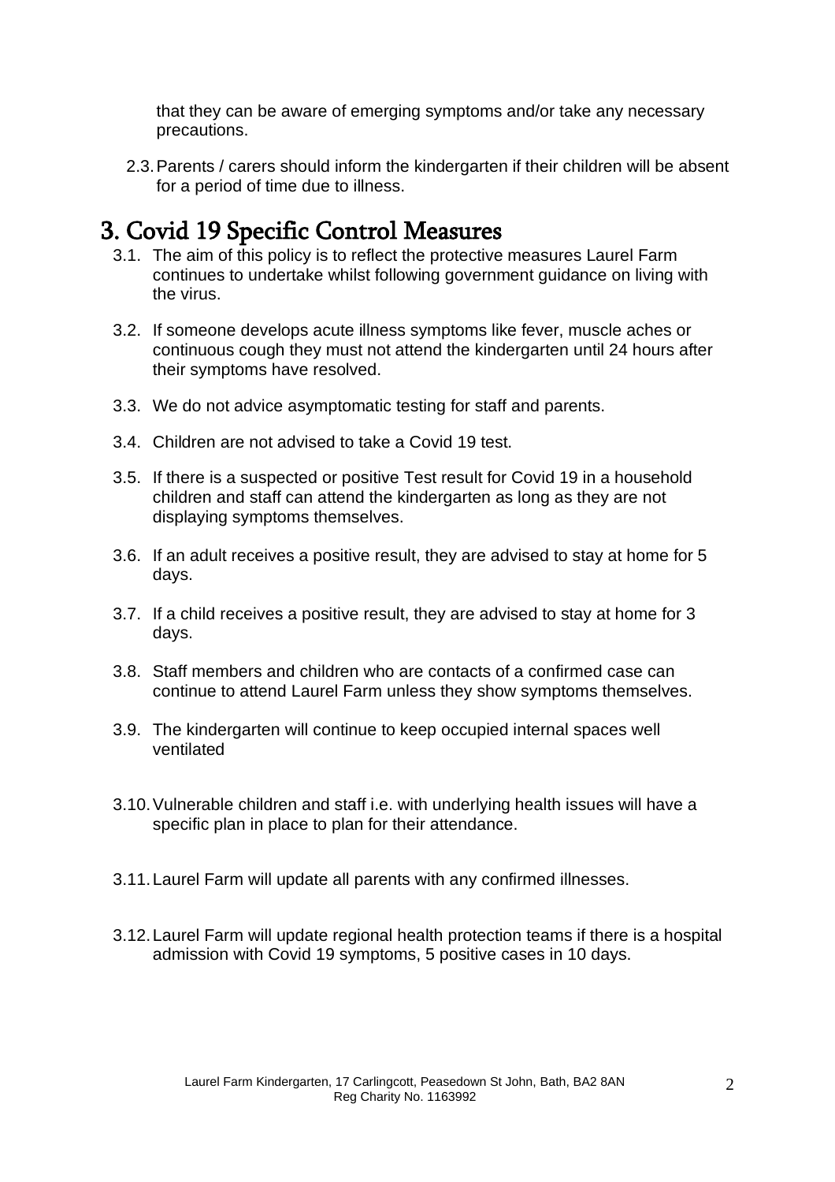that they can be aware of emerging symptoms and/or take any necessary precautions.

2.3. Parents / carers should inform the kindergarten if their children will be absent for a period of time due to illness.

# 3. Covid 19 Specific Control Measures

3.1. The aim of this policy is to reflect the protective measures Laurel Farm continues to undertake whilst following government guidance on living with the virus.

3.2. If someone develops acute illness symptoms like fever, muscle aches or continuous cough they must not attend the kindergarten until 24 hours after their symptoms have resolved.

3.3. We do not advice asymptomatic testing for staff and parents.

3.4. Children are not advised to take a Covid 19 test.

3.5. If there is a suspected or positive Test result for Covid 19 in a household children and staff can attend the kindergarten as long as they are not displaying symptoms themselves.

3.6. If an adult receives a positive result, they are advised to stay at home for 5 days.

3.7. If a child receives a positive result, they are advised to stay at home for 3 days.

3.8. Staff members and children who are contacts of a confirmed case can continue to attend Laurel Farm unless they show symptoms themselves.

3.9. The kindergarten will continue to keep occupied internal spaces well ventilated

3.10. Vulnerable children and staff i.e. with underlying health issues will have a specific plan in place to plan for their attendance.

3.11. Laurel Farm will update all parents with any confirmed illnesses.

3.12. Laurel Farm will update regional health protection teams if there is a hospital admission with Covid 19 symptoms, 5 positive cases in 10 days.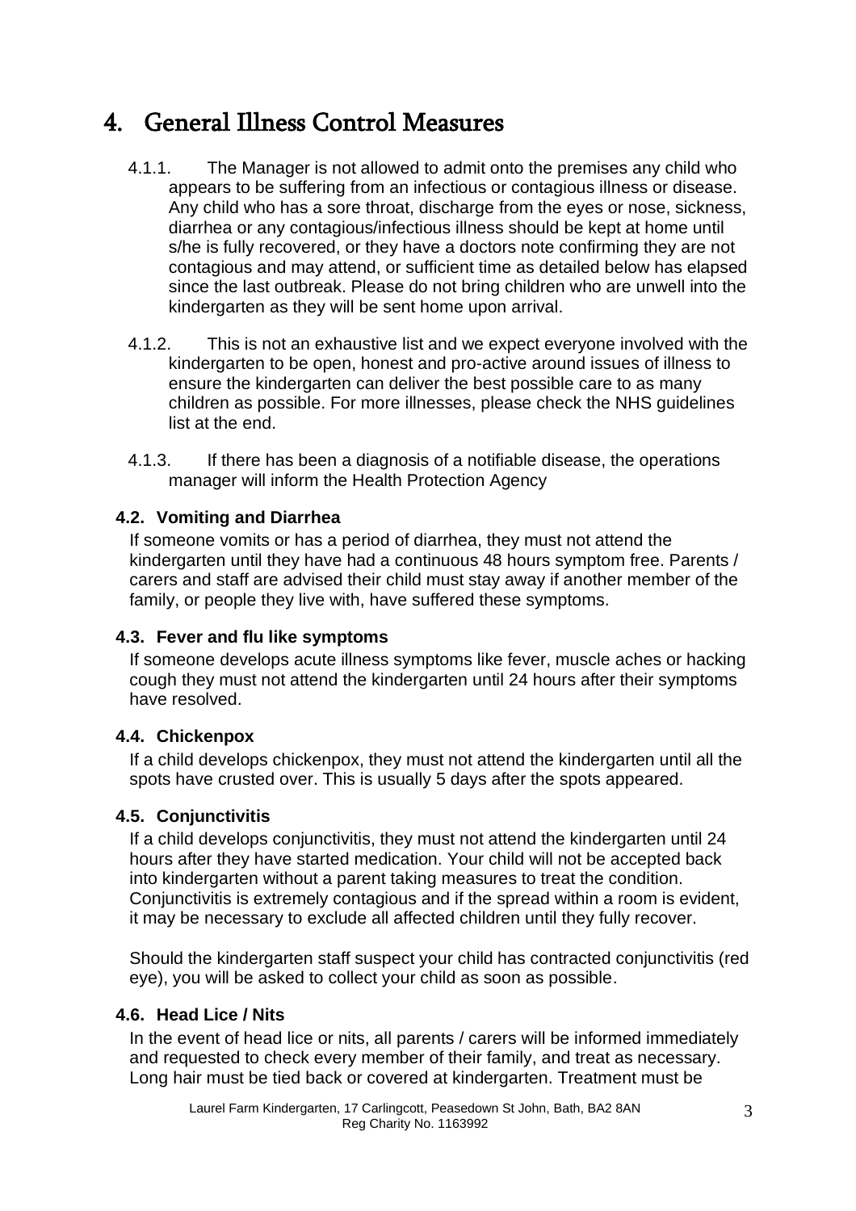# 4. General Illness Control Measures

4.1.1. The Manager is not allowed to admit onto the premises any child who appears to be suffering from an infectious or contagious illness or disease. Any child who has a sore throat, discharge from the eyes or nose, sickness, diarrhea or any contagious/infectious illness should be kept at home until s/he is fully recovered, or they have a doctors note confirming they are not contagious and may attend, or sufficient time as detailed below has elapsed since the last outbreak. Please do not bring children who are unwell into the kindergarten as they will be sent home upon arrival.

4.1.2. This is not an exhaustive list and we expect everyone involved with the kindergarten to be open, honest and pro-active around issues of illness to ensure the kindergarten can deliver the best possible care to as many children as possible. For more illnesses, please check the NHS guidelines list at the end.

4.1.3. If there has been a diagnosis of a notifiable disease, the operations manager will inform the Health Protection Agency

### 4.2. Vomiting and Diarrhea

If someone vomits or has a period of diarrhea, they must not attend the kindergarten until they have had a continuous 48 hours symptom free. Parents / carers and staff are advised their child must stay away if another member of the family, or people they live with, have suffered these symptoms.

### 4.3. Fever and flu like symptoms

If someone develops acute illness symptoms like fever, muscle aches or hacking cough they must not attend the kindergarten until 24 hours after their symptoms have resolved.

### 4.4. Chickenpox

If a child develops chickenpox, they must not attend the kindergarten until all the spots have crusted over. This is usually 5 days after the spots appeared.

### 4.5. Conjunctivitis

If a child develops conjunctivitis, they must not attend the kindergarten until 24 hours after they have started medication. Your child will not be accepted back into kindergarten without a parent taking measures to treat the condition. Conjunctivitis is extremely contagious and if the spread within a room is evident, it may be necessary to exclude all affected children until they fully recover.

Should the kindergarten staff suspect your child has contracted conjunctivitis (red eye), you will be asked to collect your child as soon as possible.

### 4.6. Head Lice / Nits

In the event of head lice or nits, all parents / carers will be informed immediately and requested to check every member of their family, and treat as necessary. Long hair must be tied back or covered at kindergarten. Treatment must be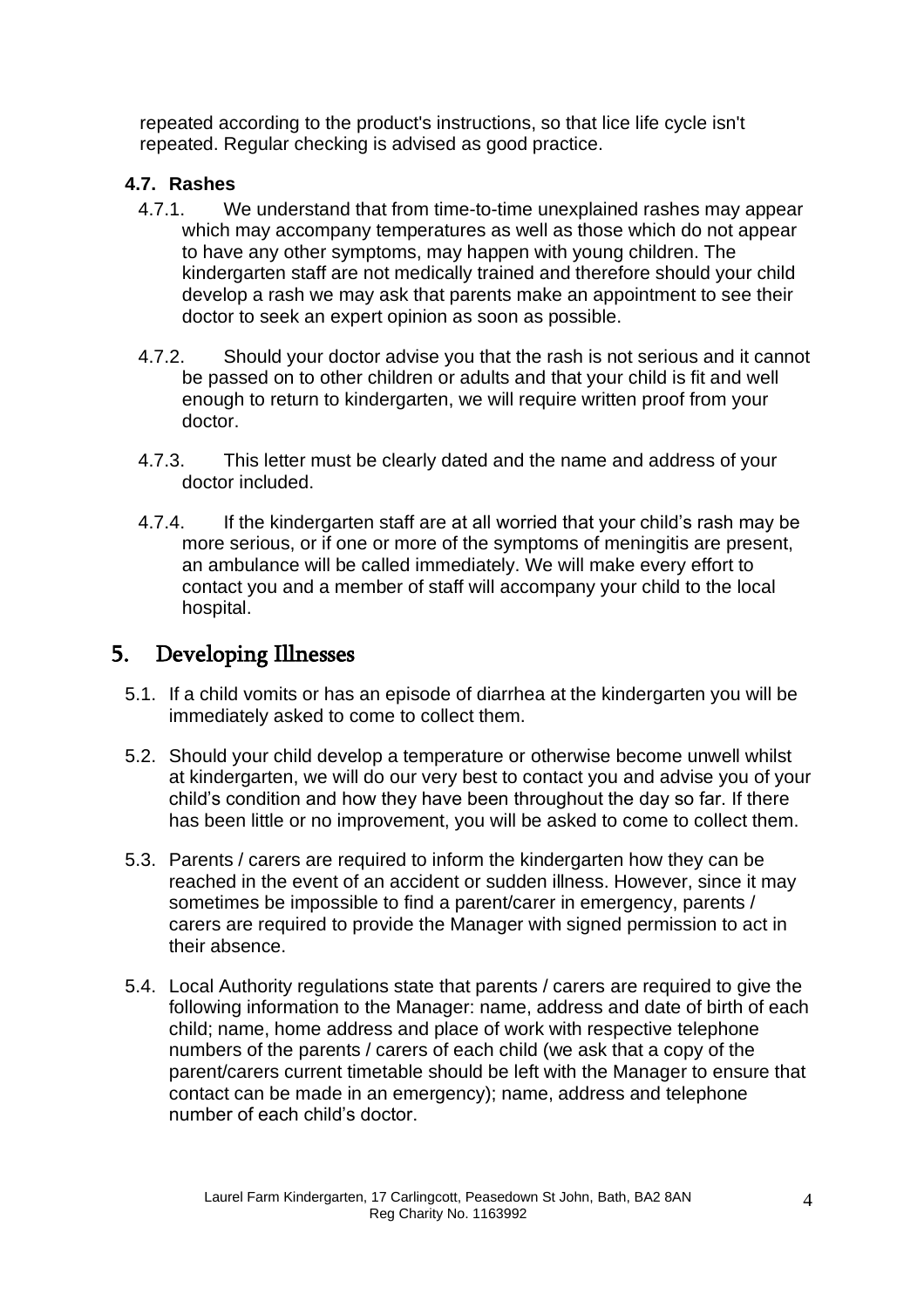repeated according to the product's instructions, so that lice life cycle isn't repeated. Regular checking is advised as good practice.

### 4.7. Rashes

4.7.1. We understand that from time-to-time unexplained rashes may appear which may accompany temperatures as well as those which do not appear to have any other symptoms, may happen with young children. The kindergarten staff are not medically trained and therefore should your child develop a rash we may ask that parents make an appointment to see their doctor to seek an expert opinion as soon as possible.

4.7.2. Should your doctor advise you that the rash is not serious and it cannot be passed on to other children or adults and that your child is fit and well enough to return to kindergarten, we will require written proof from your doctor.

4.7.3. This letter must be clearly dated and the name and address of your doctor included.

4.7.4. If the kindergarten staff are at all worried that your child's rash may be more serious, or if one or more of the symptoms of meningitis are present, an ambulance will be called immediately. We will make every effort to contact you and a member of staff will accompany your child to the local hospital.

## 5. Developing Illnesses

5.1. If a child vomits or has an episode of diarrhea at the kindergarten you will be immediately asked to come to collect them.

5.2. Should your child develop a temperature or otherwise become unwell whilst at kindergarten, we will do our very best to contact you and advise you of your child's condition and how they have been throughout the day so far. If there has been little or no improvement, you will be asked to come to collect them.

5.3. Parents / carers are required to inform the kindergarten how they can be reached in the event of an accident or sudden illness. However, since it may sometimes be impossible to find a parent/carer in emergency, parents / carers are required to provide the Manager with signed permission to act in their absence.

5.4. Local Authority regulations state that parents / carers are required to give the following information to the Manager: name, address and date of birth of each child; name, home address and place of work with respective telephone numbers of the parents / carers of each child (we ask that a copy of the parent/carers current timetable should be left with the Manager to ensure that contact can be made in an emergency); name, address and telephone number of each child's doctor.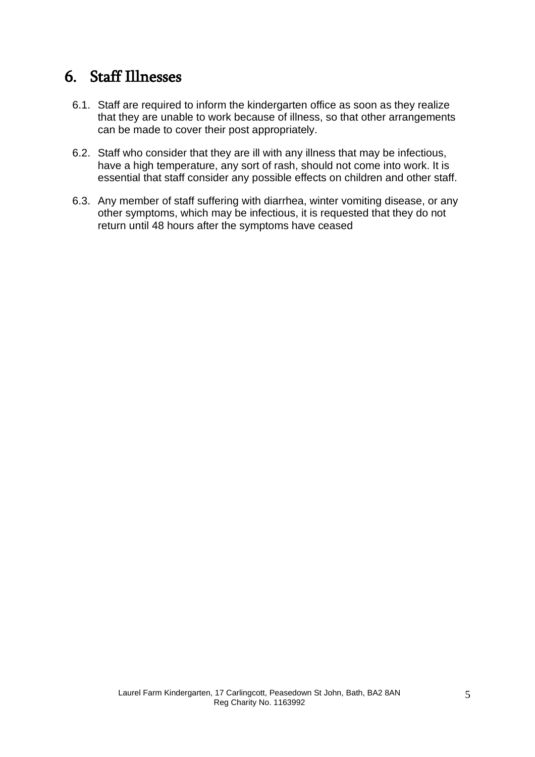# 6. Staff Illnesses

6.1. Staff are required to inform the kindergarten office as soon as they realize that they are unable to work because of illness, so that other arrangements can be made to cover their post appropriately.

6.2. Staff who consider that they are ill with any illness that may be infectious, have a high temperature, any sort of rash, should not come into work. It is essential that staff consider any possible effects on children and other staff.

6.3. Any member of staff suffering with diarrhea, winter vomiting disease, or any other symptoms, which may be infectious, it is requested that they do not return until 48 hours after the symptoms have ceased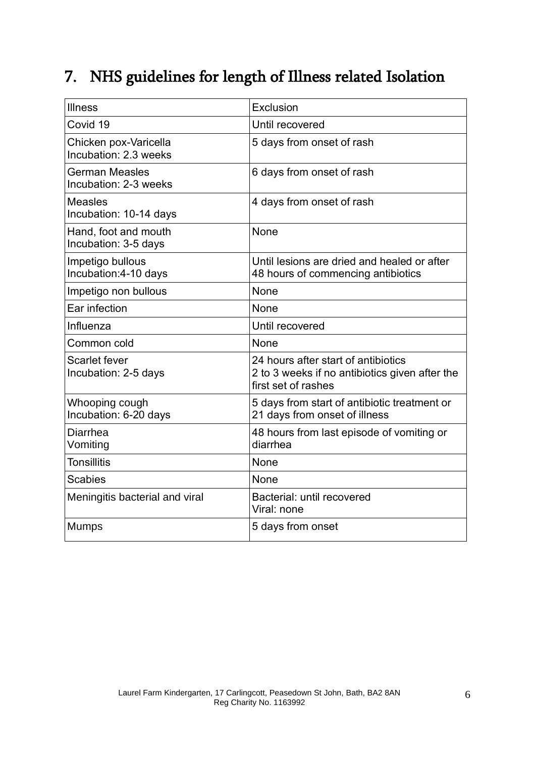## 7. NHS guidelines for length of Illness related Isolation

| Illness | Exclusion |
| --- | --- |
| Covid 19 | Until recovered |
| Chicken pox-Varicella<br>Incubation: 2.3 weeks | 5 days from onset of rash |
| German Measles<br>Incubation: 2-3 weeks | 6 days from onset of rash |
| Measles<br>Incubation: 10-14 days | 4 days from onset of rash |
| Hand, foot and mouth<br>Incubation: 3-5 days | None |
| Impetigo bullous<br>Incubation:4-10 days | Until lesions are dried and healed or after 48 hours of commencing antibiotics |
| Impetigo non bullous | None |
| Ear infection | None |
| Influenza | Until recovered |
| Common cold | None |
| Scarlet fever<br>Incubation: 2-5 days | 24 hours after start of antibiotics<br>2 to 3 weeks if no antibiotics given after the first set of rashes |
| Whooping cough<br>Incubation: 6-20 days | 5 days from start of antibiotic treatment or 21 days from onset of illness |
| Diarrhea<br>Vomiting | 48 hours from last episode of vomiting or diarrhea |
| Tonsillitis | None |
| Scabies | None |
| Meningitis bacterial and viral | Bacterial: until recovered<br>Viral: none |
| Mumps | 5 days from onset |